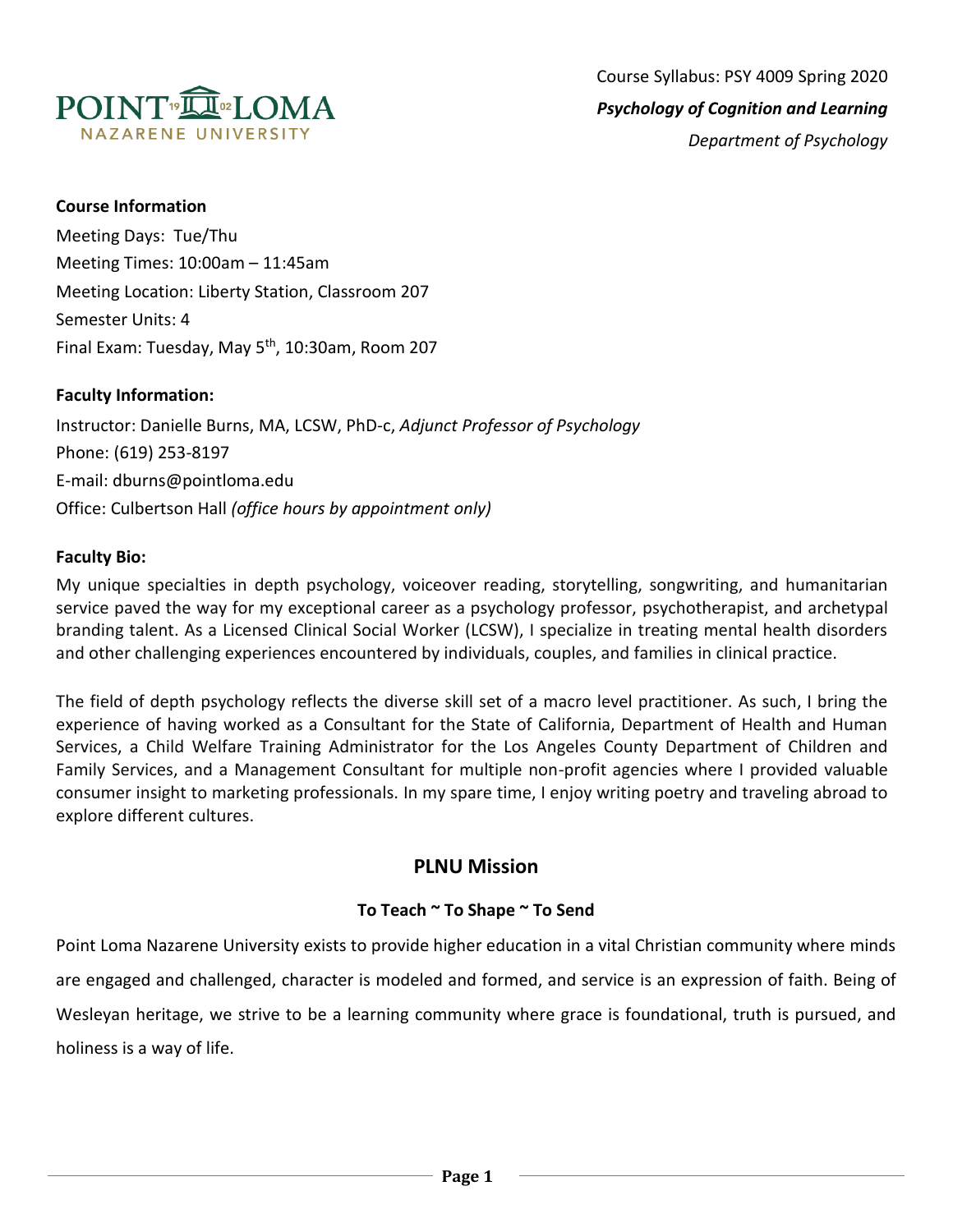POINT LOMA NAZARENE UNIVERSITY

Course Syllabus: PSY 4009 Spring 2020

***Psychology of Cognition and Learning***

*Department of Psychology*

**Course Information**

Meeting Days: Tue/Thu

Meeting Times: 10:00am – 11:45am

Meeting Location: Liberty Station, Classroom 207

Semester Units: 4

Final Exam: Tuesday, May 5th, 10:30am, Room 207

**Faculty Information:**

Instructor: Danielle Burns, MA, LCSW, PhD-c, *Adjunct Professor of Psychology*

Phone: (619) 253-8197

E-mail: dburns@pointloma.edu

Office: Culbertson Hall *(office hours by appointment only)*

**Faculty Bio:**

My unique specialties in depth psychology, voiceover reading, storytelling, songwriting, and humanitarian service paved the way for my exceptional career as a psychology professor, psychotherapist, and archetypal branding talent. As a Licensed Clinical Social Worker (LCSW), I specialize in treating mental health disorders and other challenging experiences encountered by individuals, couples, and families in clinical practice.

The field of depth psychology reflects the diverse skill set of a macro level practitioner. As such, I bring the experience of having worked as a Consultant for the State of California, Department of Health and Human Services, a Child Welfare Training Administrator for the Los Angeles County Department of Children and Family Services, and a Management Consultant for multiple non-profit agencies where I provided valuable consumer insight to marketing professionals. In my spare time, I enjoy writing poetry and traveling abroad to explore different cultures.

## PLNU Mission

**To Teach ~ To Shape ~ To Send**

Point Loma Nazarene University exists to provide higher education in a vital Christian community where minds are engaged and challenged, character is modeled and formed, and service is an expression of faith. Being of Wesleyan heritage, we strive to be a learning community where grace is foundational, truth is pursued, and holiness is a way of life.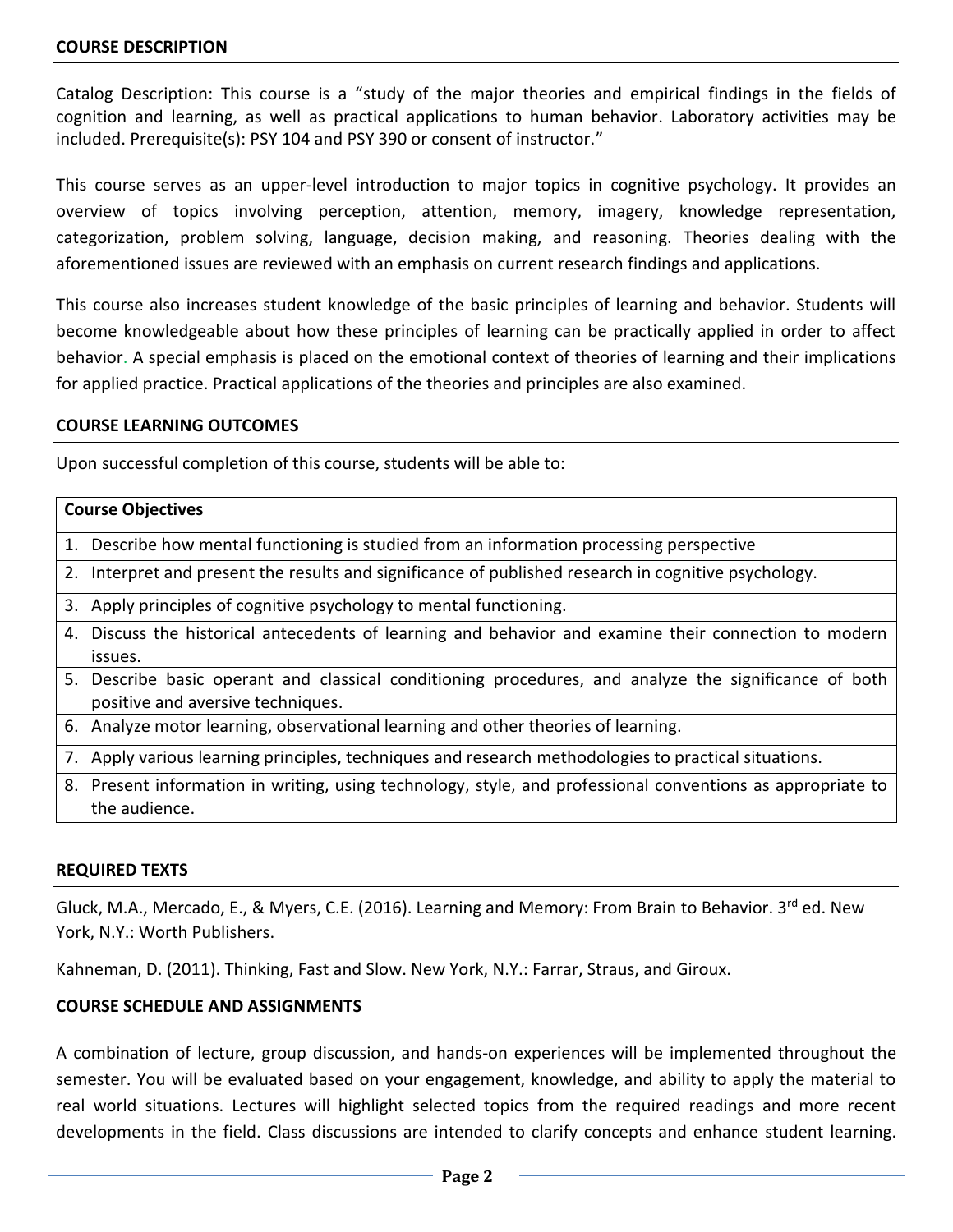## COURSE DESCRIPTION

Catalog Description: This course is a "study of the major theories and empirical findings in the fields of cognition and learning, as well as practical applications to human behavior. Laboratory activities may be included. Prerequisite(s): PSY 104 and PSY 390 or consent of instructor."

This course serves as an upper-level introduction to major topics in cognitive psychology. It provides an overview of topics involving perception, attention, memory, imagery, knowledge representation, categorization, problem solving, language, decision making, and reasoning. Theories dealing with the aforementioned issues are reviewed with an emphasis on current research findings and applications.

This course also increases student knowledge of the basic principles of learning and behavior. Students will become knowledgeable about how these principles of learning can be practically applied in order to affect behavior. A special emphasis is placed on the emotional context of theories of learning and their implications for applied practice. Practical applications of the theories and principles are also examined.

## COURSE LEARNING OUTCOMES

Upon successful completion of this course, students will be able to:

| Course Objectives |
|---|
| 1. Describe how mental functioning is studied from an information processing perspective |
| 2. Interpret and present the results and significance of published research in cognitive psychology. |
| 3. Apply principles of cognitive psychology to mental functioning. |
| 4. Discuss the historical antecedents of learning and behavior and examine their connection to modern issues. |
| 5. Describe basic operant and classical conditioning procedures, and analyze the significance of both positive and aversive techniques. |
| 6. Analyze motor learning, observational learning and other theories of learning. |
| 7. Apply various learning principles, techniques and research methodologies to practical situations. |
| 8. Present information in writing, using technology, style, and professional conventions as appropriate to the audience. |

## REQUIRED TEXTS

Gluck, M.A., Mercado, E., & Myers, C.E. (2016). Learning and Memory: From Brain to Behavior. 3rd ed. New York, N.Y.: Worth Publishers.

Kahneman, D. (2011). Thinking, Fast and Slow. New York, N.Y.: Farrar, Straus, and Giroux.

## COURSE SCHEDULE AND ASSIGNMENTS

A combination of lecture, group discussion, and hands-on experiences will be implemented throughout the semester. You will be evaluated based on your engagement, knowledge, and ability to apply the material to real world situations. Lectures will highlight selected topics from the required readings and more recent developments in the field. Class discussions are intended to clarify concepts and enhance student learning.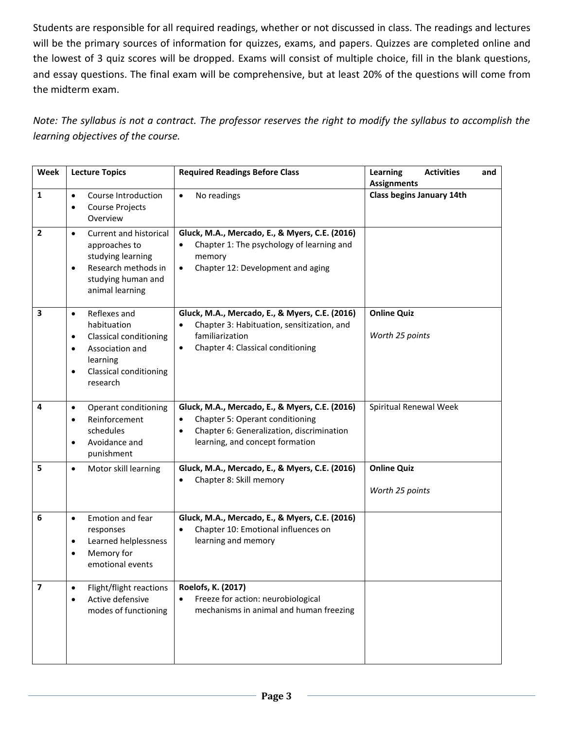Students are responsible for all required readings, whether or not discussed in class. The readings and lectures will be the primary sources of information for quizzes, exams, and papers. Quizzes are completed online and the lowest of 3 quiz scores will be dropped. Exams will consist of multiple choice, fill in the blank questions, and essay questions. The final exam will be comprehensive, but at least 20% of the questions will come from the midterm exam.

*Note: The syllabus is not a contract. The professor reserves the right to modify the syllabus to accomplish the learning objectives of the course.*

| Week | Lecture Topics | Required Readings Before Class | Learning Activities and Assignments |
|---|---|---|---|
| **1** | • Course Introduction<br>• Course Projects Overview | • No readings | **Class begins January 14th** |
| **2** | • Current and historical approaches to studying learning<br>• Research methods in studying human and animal learning | **Gluck, M.A., Mercado, E., & Myers, C.E. (2016)**<br>• Chapter 1: The psychology of learning and memory<br>• Chapter 12: Development and aging | |
| **3** | • Reflexes and habituation<br>• Classical conditioning<br>• Association and learning<br>• Classical conditioning research | **Gluck, M.A., Mercado, E., & Myers, C.E. (2016)**<br>• Chapter 3: Habituation, sensitization, and familiarization<br>• Chapter 4: Classical conditioning | **Online Quiz**<br><br>*Worth 25 points* |
| **4** | • Operant conditioning<br>• Reinforcement schedules<br>• Avoidance and punishment | **Gluck, M.A., Mercado, E., & Myers, C.E. (2016)**<br>• Chapter 5: Operant conditioning<br>• Chapter 6: Generalization, discrimination learning, and concept formation | Spiritual Renewal Week |
| **5** | • Motor skill learning | **Gluck, M.A., Mercado, E., & Myers, C.E. (2016)**<br>• Chapter 8: Skill memory | **Online Quiz**<br><br>*Worth 25 points* |
| **6** | • Emotion and fear responses<br>• Learned helplessness<br>• Memory for emotional events | **Gluck, M.A., Mercado, E., & Myers, C.E. (2016)**<br>• Chapter 10: Emotional influences on learning and memory | |
| **7** | • Flight/flight reactions<br>• Active defensive modes of functioning | **Roelofs, K. (2017)**<br>• Freeze for action: neurobiological mechanisms in animal and human freezing | |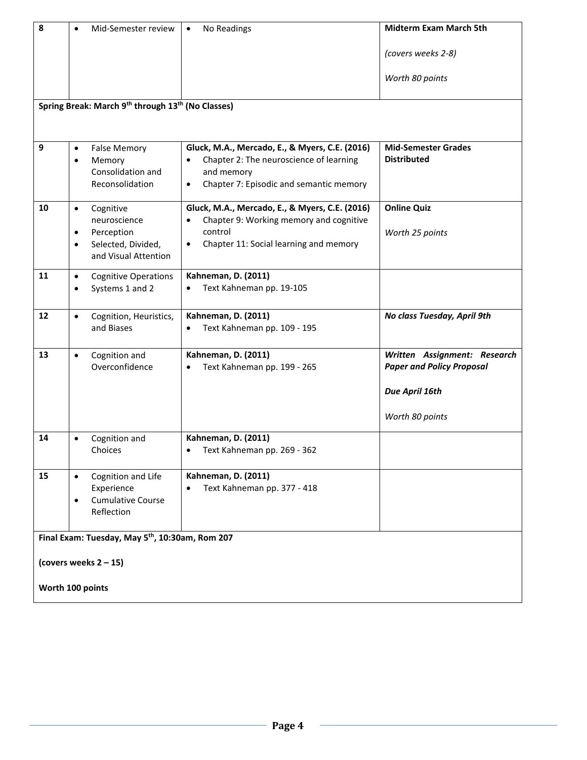| 8 | • Mid-Semester review | • No Readings | **Midterm Exam March 5th**<br><br>*(covers weeks 2-8)*<br><br>*Worth 80 points* |
|---|---|---|---|
| **Spring Break: March 9th through 13th (No Classes)** | | | |
| 9 | • False Memory<br>• Memory Consolidation and Reconsolidation | **Gluck, M.A., Mercado, E., & Myers, C.E. (2016)**<br>• Chapter 2: The neuroscience of learning and memory<br>• Chapter 7: Episodic and semantic memory | **Mid-Semester Grades Distributed** |
| 10 | • Cognitive neuroscience<br>• Perception<br>• Selected, Divided, and Visual Attention | **Gluck, M.A., Mercado, E., & Myers, C.E. (2016)**<br>• Chapter 9: Working memory and cognitive control<br>• Chapter 11: Social learning and memory | **Online Quiz**<br><br>*Worth 25 points* |
| 11 | • Cognitive Operations<br>• Systems 1 and 2 | **Kahneman, D. (2011)**<br>• Text Kahneman pp. 19-105 | |
| 12 | • Cognition, Heuristics, and Biases | **Kahneman, D. (2011)**<br>• Text Kahneman pp. 109 - 195 | ***No class Tuesday, April 9th*** |
| 13 | • Cognition and Overconfidence | **Kahneman, D. (2011)**<br>• Text Kahneman pp. 199 - 265 | ***Written Assignment: Research Paper and Policy Proposal***<br><br>***Due April 16th***<br><br>*Worth 80 points* |
| 14 | • Cognition and Choices | **Kahneman, D. (2011)**<br>• Text Kahneman pp. 269 - 362 | |
| 15 | • Cognition and Life Experience<br>• Cumulative Course Reflection | **Kahneman, D. (2011)**<br>• Text Kahneman pp. 377 - 418 | |
| **Final Exam: Tuesday, May 5th, 10:30am, Rom 207**<br><br>**(covers weeks 2 – 15)**<br><br>**Worth 100 points** | | | |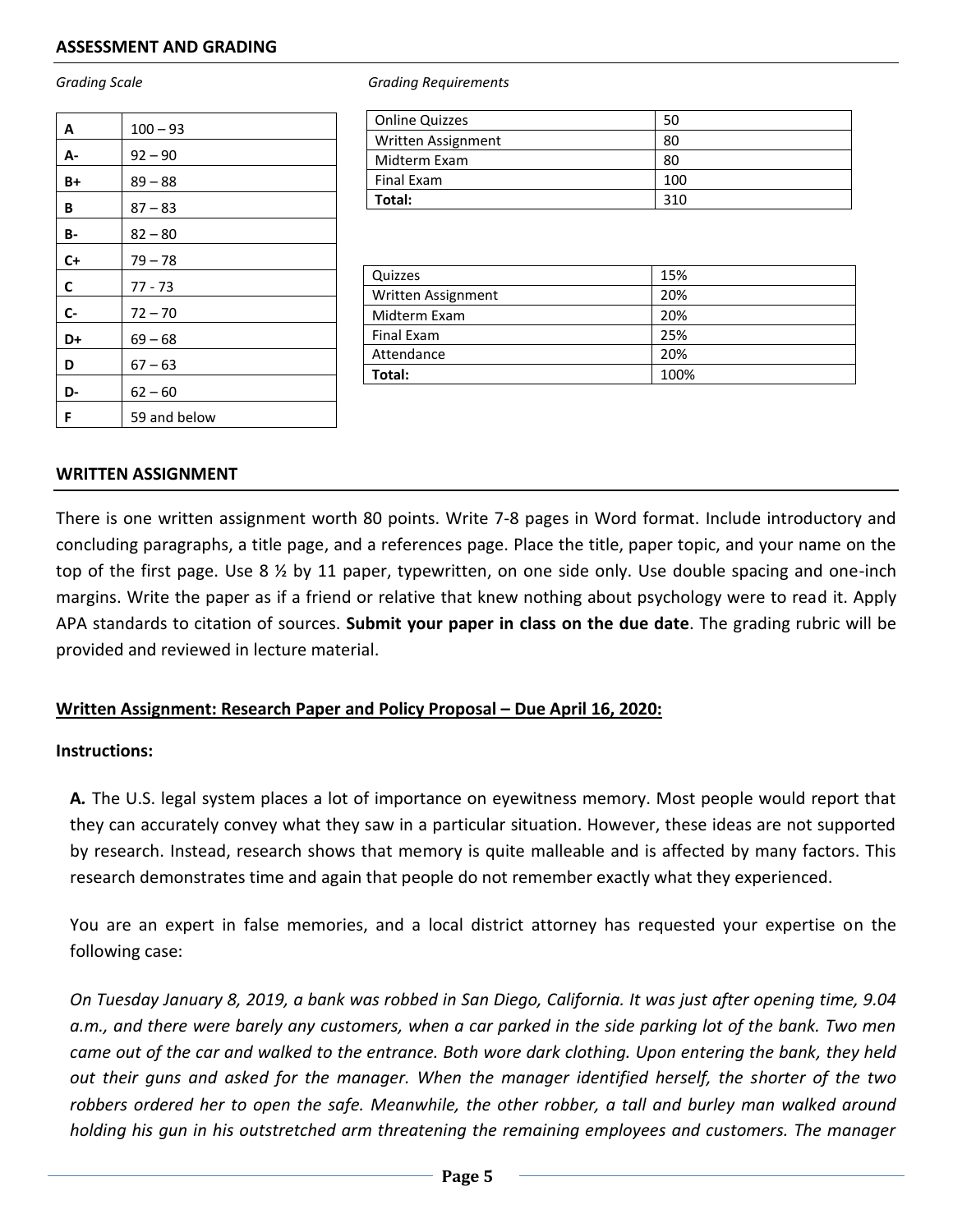## ASSESSMENT AND GRADING

*Grading Scale*

| A | 100 – 93 |
|---|---|
| A- | 92 – 90 |
| B+ | 89 – 88 |
| B | 87 – 83 |
| B- | 82 – 80 |
| C+ | 79 – 78 |
| C | 77 - 73 |
| C- | 72 – 70 |
| D+ | 69 – 68 |
| D | 67 – 63 |
| D- | 62 – 60 |
| F | 59 and below |

*Grading Requirements*

| Online Quizzes | 50 |
|---|---|
| Written Assignment | 80 |
| Midterm Exam | 80 |
| Final Exam | 100 |
| **Total:** | 310 |

| Quizzes | 15% |
|---|---|
| Written Assignment | 20% |
| Midterm Exam | 20% |
| Final Exam | 25% |
| Attendance | 20% |
| **Total:** | 100% |

## WRITTEN ASSIGNMENT

There is one written assignment worth 80 points. Write 7-8 pages in Word format. Include introductory and concluding paragraphs, a title page, and a references page. Place the title, paper topic, and your name on the top of the first page. Use 8 ½ by 11 paper, typewritten, on one side only. Use double spacing and one-inch margins. Write the paper as if a friend or relative that knew nothing about psychology were to read it. Apply APA standards to citation of sources. **Submit your paper in class on the due date**. The grading rubric will be provided and reviewed in lecture material.

### Written Assignment: Research Paper and Policy Proposal – Due April 16, 2020:

**Instructions:**

**A.** The U.S. legal system places a lot of importance on eyewitness memory. Most people would report that they can accurately convey what they saw in a particular situation. However, these ideas are not supported by research. Instead, research shows that memory is quite malleable and is affected by many factors. This research demonstrates time and again that people do not remember exactly what they experienced.

You are an expert in false memories, and a local district attorney has requested your expertise on the following case:

*On Tuesday January 8, 2019, a bank was robbed in San Diego, California. It was just after opening time, 9.04 a.m., and there were barely any customers, when a car parked in the side parking lot of the bank. Two men came out of the car and walked to the entrance. Both wore dark clothing. Upon entering the bank, they held out their guns and asked for the manager. When the manager identified herself, the shorter of the two robbers ordered her to open the safe. Meanwhile, the other robber, a tall and burley man walked around holding his gun in his outstretched arm threatening the remaining employees and customers. The manager*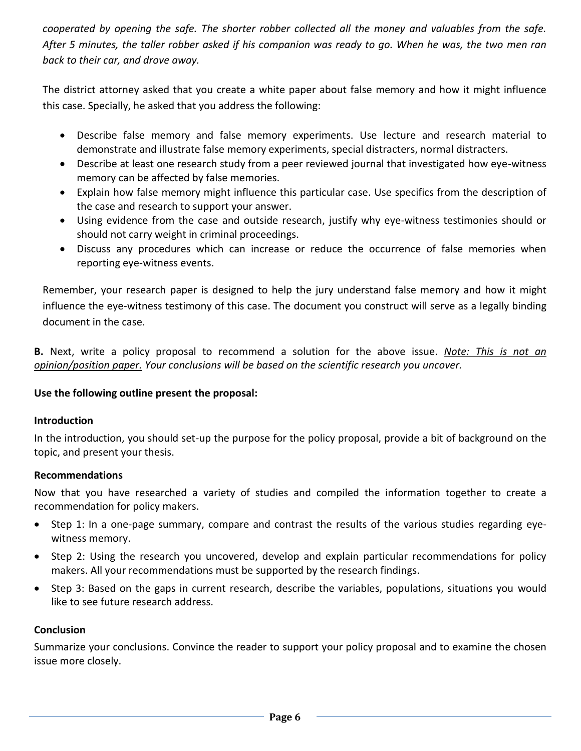*cooperated by opening the safe. The shorter robber collected all the money and valuables from the safe. After 5 minutes, the taller robber asked if his companion was ready to go. When he was, the two men ran back to their car, and drove away.*

The district attorney asked that you create a white paper about false memory and how it might influence this case. Specially, he asked that you address the following:

- Describe false memory and false memory experiments. Use lecture and research material to demonstrate and illustrate false memory experiments, special distracters, normal distracters.
- Describe at least one research study from a peer reviewed journal that investigated how eye-witness memory can be affected by false memories.
- Explain how false memory might influence this particular case. Use specifics from the description of the case and research to support your answer.
- Using evidence from the case and outside research, justify why eye-witness testimonies should or should not carry weight in criminal proceedings.
- Discuss any procedures which can increase or reduce the occurrence of false memories when reporting eye-witness events.

Remember, your research paper is designed to help the jury understand false memory and how it might influence the eye-witness testimony of this case. The document you construct will serve as a legally binding document in the case.

**B.** Next, write a policy proposal to recommend a solution for the above issue. *<u>Note: This is not an opinion/position paper.</u> Your conclusions will be based on the scientific research you uncover.*

**Use the following outline present the proposal:**

**Introduction**

In the introduction, you should set-up the purpose for the policy proposal, provide a bit of background on the topic, and present your thesis.

**Recommendations**

Now that you have researched a variety of studies and compiled the information together to create a recommendation for policy makers.

- Step 1: In a one-page summary, compare and contrast the results of the various studies regarding eye-witness memory.
- Step 2: Using the research you uncovered, develop and explain particular recommendations for policy makers. All your recommendations must be supported by the research findings.
- Step 3: Based on the gaps in current research, describe the variables, populations, situations you would like to see future research address.

**Conclusion**

Summarize your conclusions. Convince the reader to support your policy proposal and to examine the chosen issue more closely.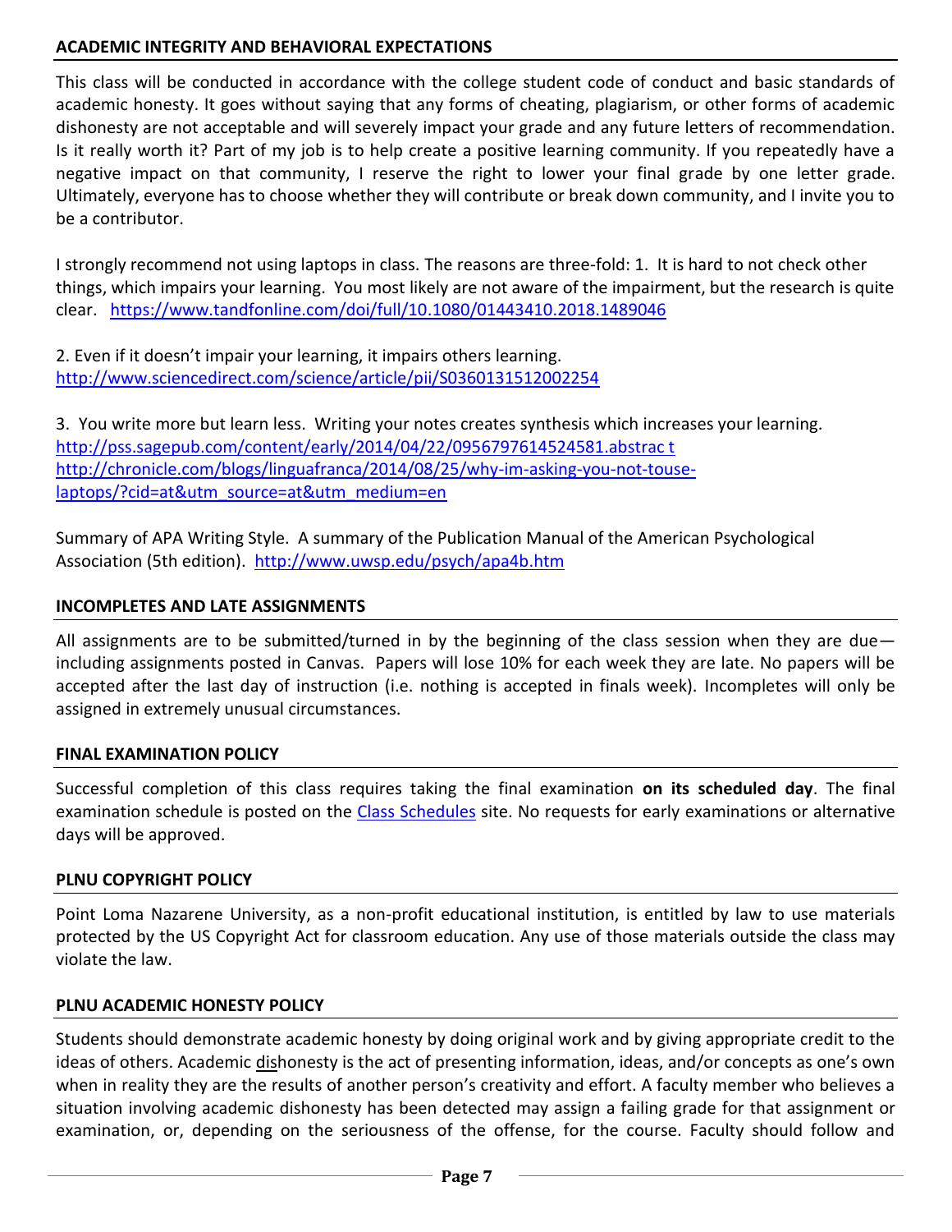## ACADEMIC INTEGRITY AND BEHAVIORAL EXPECTATIONS

This class will be conducted in accordance with the college student code of conduct and basic standards of academic honesty. It goes without saying that any forms of cheating, plagiarism, or other forms of academic dishonesty are not acceptable and will severely impact your grade and any future letters of recommendation. Is it really worth it? Part of my job is to help create a positive learning community. If you repeatedly have a negative impact on that community, I reserve the right to lower your final grade by one letter grade. Ultimately, everyone has to choose whether they will contribute or break down community, and I invite you to be a contributor.

I strongly recommend not using laptops in class. The reasons are three-fold: 1. It is hard to not check other things, which impairs your learning. You most likely are not aware of the impairment, but the research is quite clear. https://www.tandfonline.com/doi/full/10.1080/01443410.2018.1489046

2. Even if it doesn't impair your learning, it impairs others learning.
http://www.sciencedirect.com/science/article/pii/S0360131512002254

3. You write more but learn less. Writing your notes creates synthesis which increases your learning.
http://pss.sagepub.com/content/early/2014/04/22/0956797614524581.abstrac t
http://chronicle.com/blogs/linguafranca/2014/08/25/why-im-asking-you-not-touse-laptops/?cid=at&utm_source=at&utm_medium=en

Summary of APA Writing Style. A summary of the Publication Manual of the American Psychological Association (5th edition). http://www.uwsp.edu/psych/apa4b.htm

## INCOMPLETES AND LATE ASSIGNMENTS

All assignments are to be submitted/turned in by the beginning of the class session when they are due—including assignments posted in Canvas. Papers will lose 10% for each week they are late. No papers will be accepted after the last day of instruction (i.e. nothing is accepted in finals week). Incompletes will only be assigned in extremely unusual circumstances.

## FINAL EXAMINATION POLICY

Successful completion of this class requires taking the final examination **on its scheduled day**. The final examination schedule is posted on the Class Schedules site. No requests for early examinations or alternative days will be approved.

## PLNU COPYRIGHT POLICY

Point Loma Nazarene University, as a non-profit educational institution, is entitled by law to use materials protected by the US Copyright Act for classroom education. Any use of those materials outside the class may violate the law.

## PLNU ACADEMIC HONESTY POLICY

Students should demonstrate academic honesty by doing original work and by giving appropriate credit to the ideas of others. Academic dishonesty is the act of presenting information, ideas, and/or concepts as one's own when in reality they are the results of another person's creativity and effort. A faculty member who believes a situation involving academic dishonesty has been detected may assign a failing grade for that assignment or examination, or, depending on the seriousness of the offense, for the course. Faculty should follow and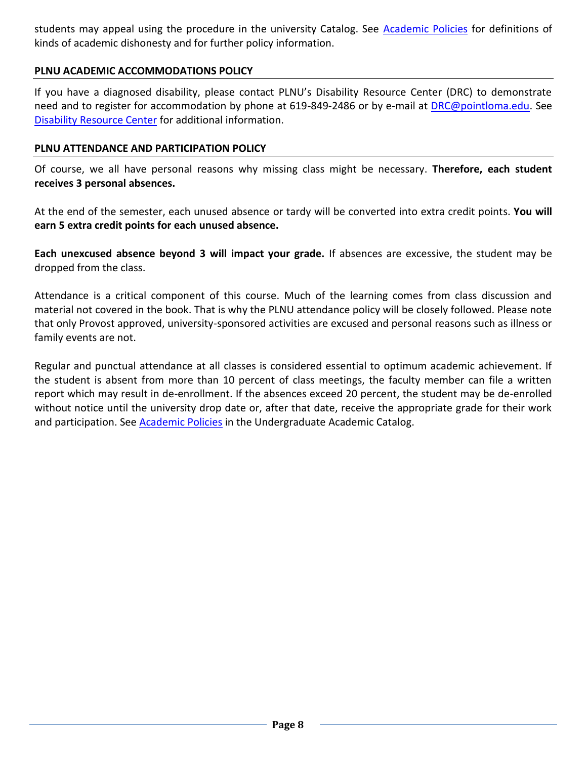students may appeal using the procedure in the university Catalog. See Academic Policies for definitions of kinds of academic dishonesty and for further policy information.

### PLNU ACADEMIC ACCOMMODATIONS POLICY

If you have a diagnosed disability, please contact PLNU's Disability Resource Center (DRC) to demonstrate need and to register for accommodation by phone at 619-849-2486 or by e-mail at DRC@pointloma.edu. See Disability Resource Center for additional information.

### PLNU ATTENDANCE AND PARTICIPATION POLICY

Of course, we all have personal reasons why missing class might be necessary. **Therefore, each student receives 3 personal absences.**

At the end of the semester, each unused absence or tardy will be converted into extra credit points. **You will earn 5 extra credit points for each unused absence.**

**Each unexcused absence beyond 3 will impact your grade.** If absences are excessive, the student may be dropped from the class.

Attendance is a critical component of this course. Much of the learning comes from class discussion and material not covered in the book. That is why the PLNU attendance policy will be closely followed. Please note that only Provost approved, university-sponsored activities are excused and personal reasons such as illness or family events are not.

Regular and punctual attendance at all classes is considered essential to optimum academic achievement. If the student is absent from more than 10 percent of class meetings, the faculty member can file a written report which may result in de-enrollment. If the absences exceed 20 percent, the student may be de-enrolled without notice until the university drop date or, after that date, receive the appropriate grade for their work and participation. See Academic Policies in the Undergraduate Academic Catalog.